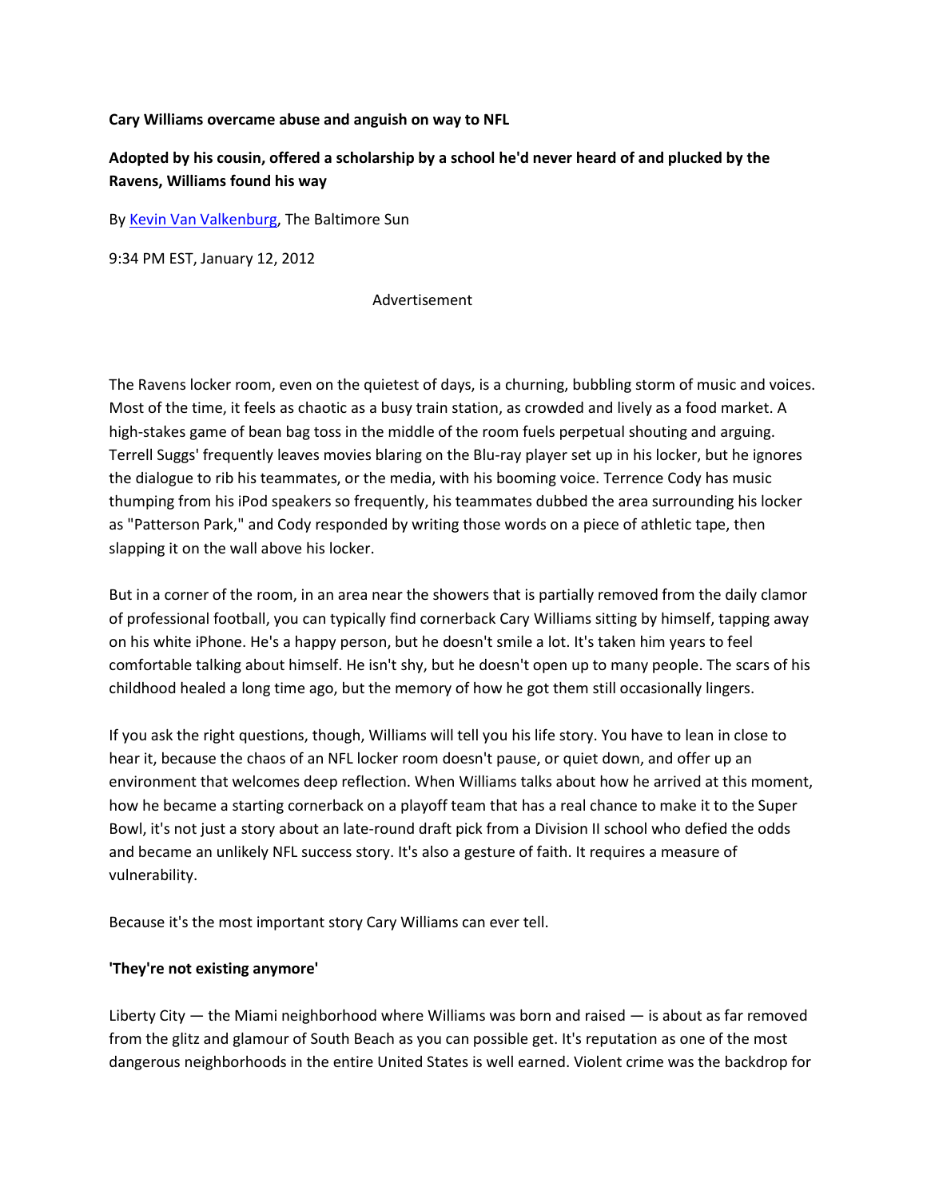**Cary Williams overcame abuse and anguish on way to NFL**

**Adopted by his cousin, offered a scholarship by a school he'd never heard of and plucked by the Ravens, Williams found his way**

By [Kevin Van Valkenburg](), The Baltimore Sun

9:34 PM EST, January 12, 2012

Advertisement

The Ravens locker room, even on the quietest of days, is a churning, bubbling storm of music and voices. Most of the time, it feels as chaotic as a busy train station, as crowded and lively as a food market. A high-stakes game of bean bag toss in the middle of the room fuels perpetual shouting and arguing. Terrell Suggs' frequently leaves movies blaring on the Blu-ray player set up in his locker, but he ignores the dialogue to rib his teammates, or the media, with his booming voice. Terrence Cody has music thumping from his iPod speakers so frequently, his teammates dubbed the area surrounding his locker as "Patterson Park," and Cody responded by writing those words on a piece of athletic tape, then slapping it on the wall above his locker.

But in a corner of the room, in an area near the showers that is partially removed from the daily clamor of professional football, you can typically find cornerback Cary Williams sitting by himself, tapping away on his white iPhone. He's a happy person, but he doesn't smile a lot. It's taken him years to feel comfortable talking about himself. He isn't shy, but he doesn't open up to many people. The scars of his childhood healed a long time ago, but the memory of how he got them still occasionally lingers.

If you ask the right questions, though, Williams will tell you his life story. You have to lean in close to hear it, because the chaos of an NFL locker room doesn't pause, or quiet down, and offer up an environment that welcomes deep reflection. When Williams talks about how he arrived at this moment, how he became a starting cornerback on a playoff team that has a real chance to make it to the Super Bowl, it's not just a story about an late-round draft pick from a Division II school who defied the odds and became an unlikely NFL success story. It's also a gesture of faith. It requires a measure of vulnerability.

Because it's the most important story Cary Williams can ever tell.

**'They're not existing anymore'**

Liberty City — the Miami neighborhood where Williams was born and raised — is about as far removed from the glitz and glamour of South Beach as you can possible get. It's reputation as one of the most dangerous neighborhoods in the entire United States is well earned. Violent crime was the backdrop for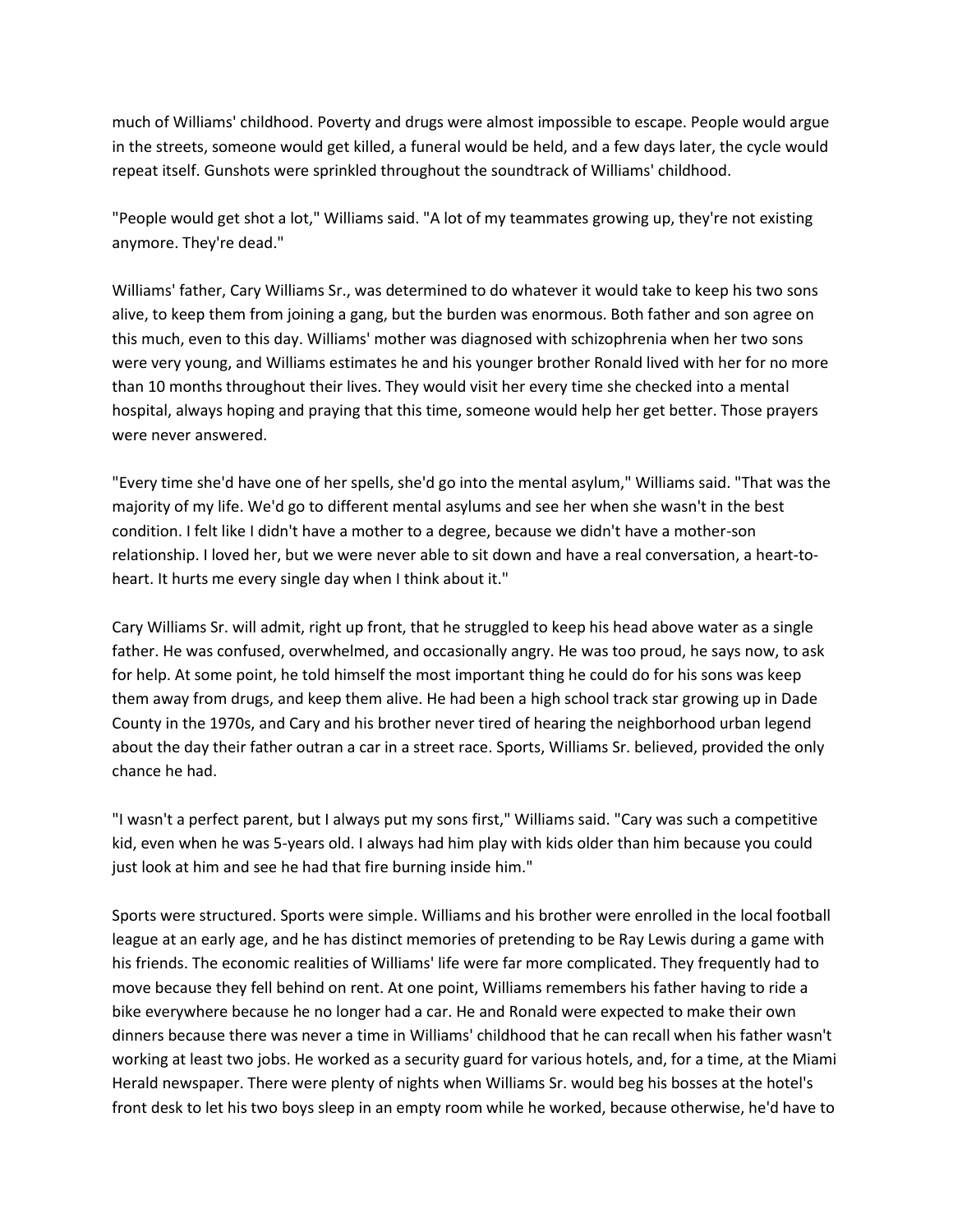much of Williams' childhood. Poverty and drugs were almost impossible to escape. People would argue in the streets, someone would get killed, a funeral would be held, and a few days later, the cycle would repeat itself. Gunshots were sprinkled throughout the soundtrack of Williams' childhood.

"People would get shot a lot," Williams said. "A lot of my teammates growing up, they're not existing anymore. They're dead."

Williams' father, Cary Williams Sr., was determined to do whatever it would take to keep his two sons alive, to keep them from joining a gang, but the burden was enormous. Both father and son agree on this much, even to this day. Williams' mother was diagnosed with schizophrenia when her two sons were very young, and Williams estimates he and his younger brother Ronald lived with her for no more than 10 months throughout their lives. They would visit her every time she checked into a mental hospital, always hoping and praying that this time, someone would help her get better. Those prayers were never answered.

"Every time she'd have one of her spells, she'd go into the mental asylum," Williams said. "That was the majority of my life. We'd go to different mental asylums and see her when she wasn't in the best condition. I felt like I didn't have a mother to a degree, because we didn't have a mother-son relationship. I loved her, but we were never able to sit down and have a real conversation, a heart-to-heart. It hurts me every single day when I think about it."

Cary Williams Sr. will admit, right up front, that he struggled to keep his head above water as a single father. He was confused, overwhelmed, and occasionally angry. He was too proud, he says now, to ask for help. At some point, he told himself the most important thing he could do for his sons was keep them away from drugs, and keep them alive. He had been a high school track star growing up in Dade County in the 1970s, and Cary and his brother never tired of hearing the neighborhood urban legend about the day their father outran a car in a street race. Sports, Williams Sr. believed, provided the only chance he had.

"I wasn't a perfect parent, but I always put my sons first," Williams said. "Cary was such a competitive kid, even when he was 5-years old. I always had him play with kids older than him because you could just look at him and see he had that fire burning inside him."

Sports were structured. Sports were simple. Williams and his brother were enrolled in the local football league at an early age, and he has distinct memories of pretending to be Ray Lewis during a game with his friends. The economic realities of Williams' life were far more complicated. They frequently had to move because they fell behind on rent. At one point, Williams remembers his father having to ride a bike everywhere because he no longer had a car. He and Ronald were expected to make their own dinners because there was never a time in Williams' childhood that he can recall when his father wasn't working at least two jobs. He worked as a security guard for various hotels, and, for a time, at the Miami Herald newspaper. There were plenty of nights when Williams Sr. would beg his bosses at the hotel's front desk to let his two boys sleep in an empty room while he worked, because otherwise, he'd have to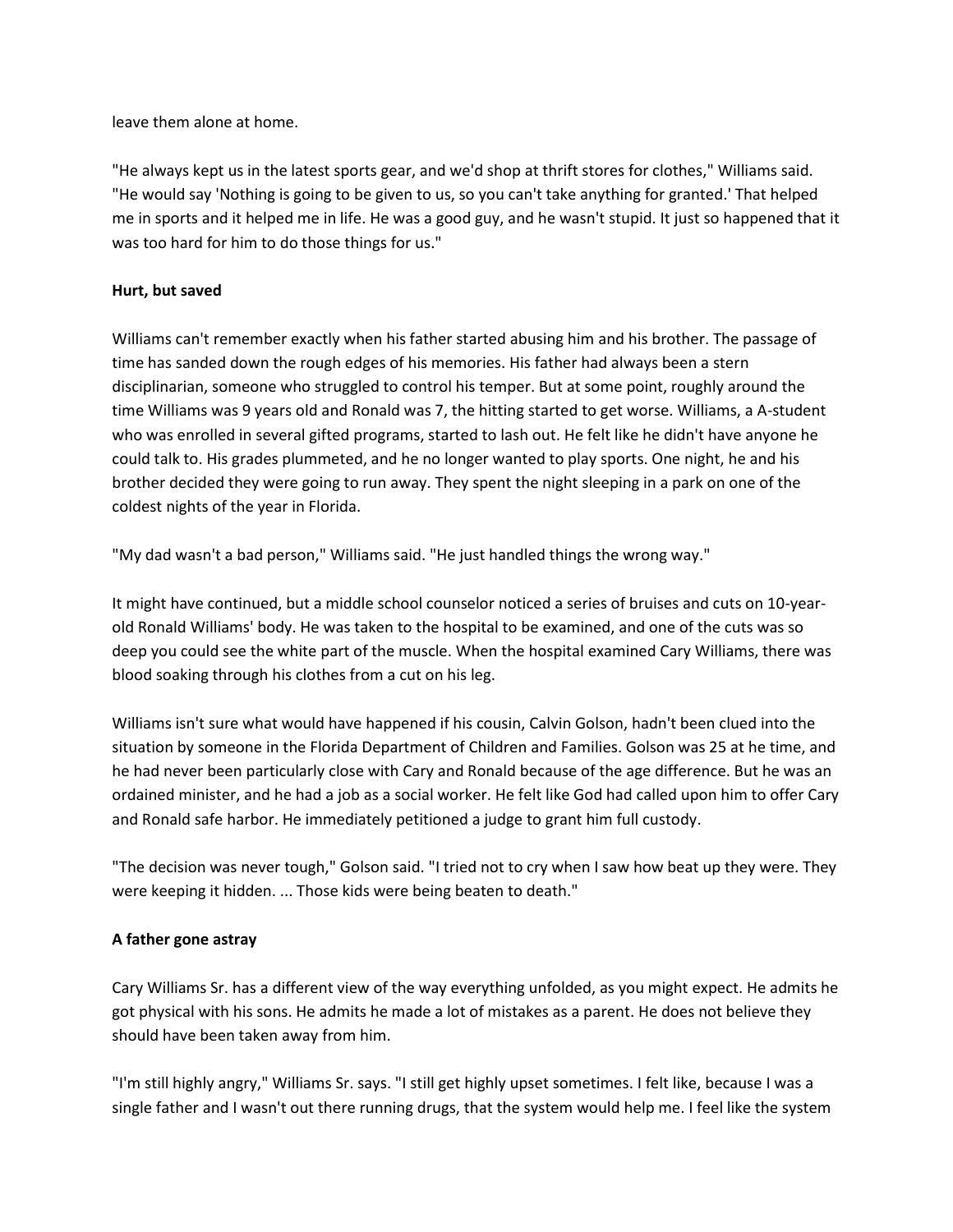leave them alone at home.

"He always kept us in the latest sports gear, and we'd shop at thrift stores for clothes," Williams said. "He would say 'Nothing is going to be given to us, so you can't take anything for granted.' That helped me in sports and it helped me in life. He was a good guy, and he wasn't stupid. It just so happened that it was too hard for him to do those things for us."

**Hurt, but saved**

Williams can't remember exactly when his father started abusing him and his brother. The passage of time has sanded down the rough edges of his memories. His father had always been a stern disciplinarian, someone who struggled to control his temper. But at some point, roughly around the time Williams was 9 years old and Ronald was 7, the hitting started to get worse. Williams, a A-student who was enrolled in several gifted programs, started to lash out. He felt like he didn't have anyone he could talk to. His grades plummeted, and he no longer wanted to play sports. One night, he and his brother decided they were going to run away. They spent the night sleeping in a park on one of the coldest nights of the year in Florida.

"My dad wasn't a bad person," Williams said. "He just handled things the wrong way."

It might have continued, but a middle school counselor noticed a series of bruises and cuts on 10-year-old Ronald Williams' body. He was taken to the hospital to be examined, and one of the cuts was so deep you could see the white part of the muscle. When the hospital examined Cary Williams, there was blood soaking through his clothes from a cut on his leg.

Williams isn't sure what would have happened if his cousin, Calvin Golson, hadn't been clued into the situation by someone in the Florida Department of Children and Families. Golson was 25 at he time, and he had never been particularly close with Cary and Ronald because of the age difference. But he was an ordained minister, and he had a job as a social worker. He felt like God had called upon him to offer Cary and Ronald safe harbor. He immediately petitioned a judge to grant him full custody.

"The decision was never tough," Golson said. "I tried not to cry when I saw how beat up they were. They were keeping it hidden. ... Those kids were being beaten to death."

**A father gone astray**

Cary Williams Sr. has a different view of the way everything unfolded, as you might expect. He admits he got physical with his sons. He admits he made a lot of mistakes as a parent. He does not believe they should have been taken away from him.

"I'm still highly angry," Williams Sr. says. "I still get highly upset sometimes. I felt like, because I was a single father and I wasn't out there running drugs, that the system would help me. I feel like the system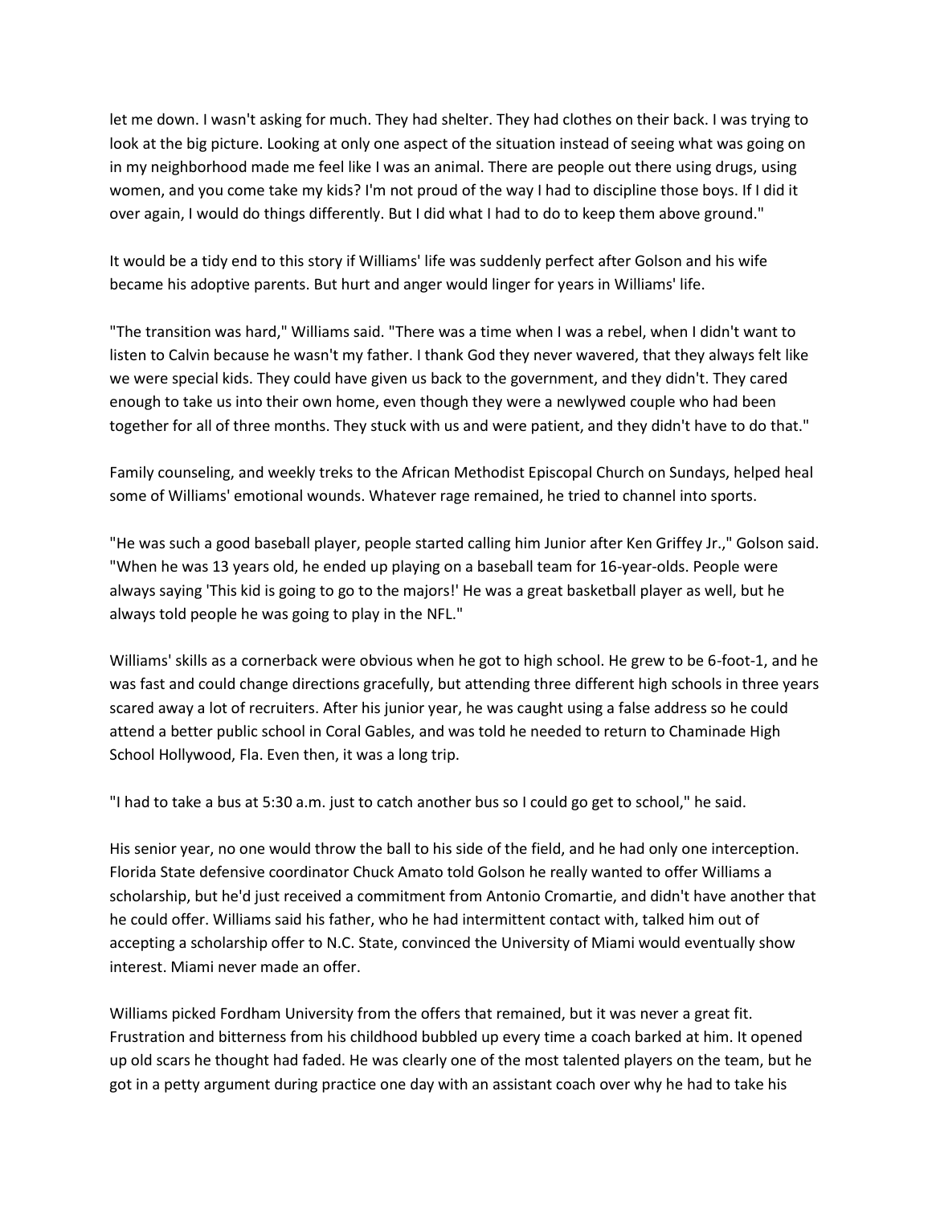let me down. I wasn't asking for much. They had shelter. They had clothes on their back. I was trying to look at the big picture. Looking at only one aspect of the situation instead of seeing what was going on in my neighborhood made me feel like I was an animal. There are people out there using drugs, using women, and you come take my kids? I'm not proud of the way I had to discipline those boys. If I did it over again, I would do things differently. But I did what I had to do to keep them above ground."

It would be a tidy end to this story if Williams' life was suddenly perfect after Golson and his wife became his adoptive parents. But hurt and anger would linger for years in Williams' life.

"The transition was hard," Williams said. "There was a time when I was a rebel, when I didn't want to listen to Calvin because he wasn't my father. I thank God they never wavered, that they always felt like we were special kids. They could have given us back to the government, and they didn't. They cared enough to take us into their own home, even though they were a newlywed couple who had been together for all of three months. They stuck with us and were patient, and they didn't have to do that."

Family counseling, and weekly treks to the African Methodist Episcopal Church on Sundays, helped heal some of Williams' emotional wounds. Whatever rage remained, he tried to channel into sports.

"He was such a good baseball player, people started calling him Junior after Ken Griffey Jr.," Golson said. "When he was 13 years old, he ended up playing on a baseball team for 16-year-olds. People were always saying 'This kid is going to go to the majors!' He was a great basketball player as well, but he always told people he was going to play in the NFL."

Williams' skills as a cornerback were obvious when he got to high school. He grew to be 6-foot-1, and he was fast and could change directions gracefully, but attending three different high schools in three years scared away a lot of recruiters. After his junior year, he was caught using a false address so he could attend a better public school in Coral Gables, and was told he needed to return to Chaminade High School Hollywood, Fla. Even then, it was a long trip.

"I had to take a bus at 5:30 a.m. just to catch another bus so I could go get to school," he said.

His senior year, no one would throw the ball to his side of the field, and he had only one interception. Florida State defensive coordinator Chuck Amato told Golson he really wanted to offer Williams a scholarship, but he'd just received a commitment from Antonio Cromartie, and didn't have another that he could offer. Williams said his father, who he had intermittent contact with, talked him out of accepting a scholarship offer to N.C. State, convinced the University of Miami would eventually show interest. Miami never made an offer.

Williams picked Fordham University from the offers that remained, but it was never a great fit. Frustration and bitterness from his childhood bubbled up every time a coach barked at him. It opened up old scars he thought had faded. He was clearly one of the most talented players on the team, but he got in a petty argument during practice one day with an assistant coach over why he had to take his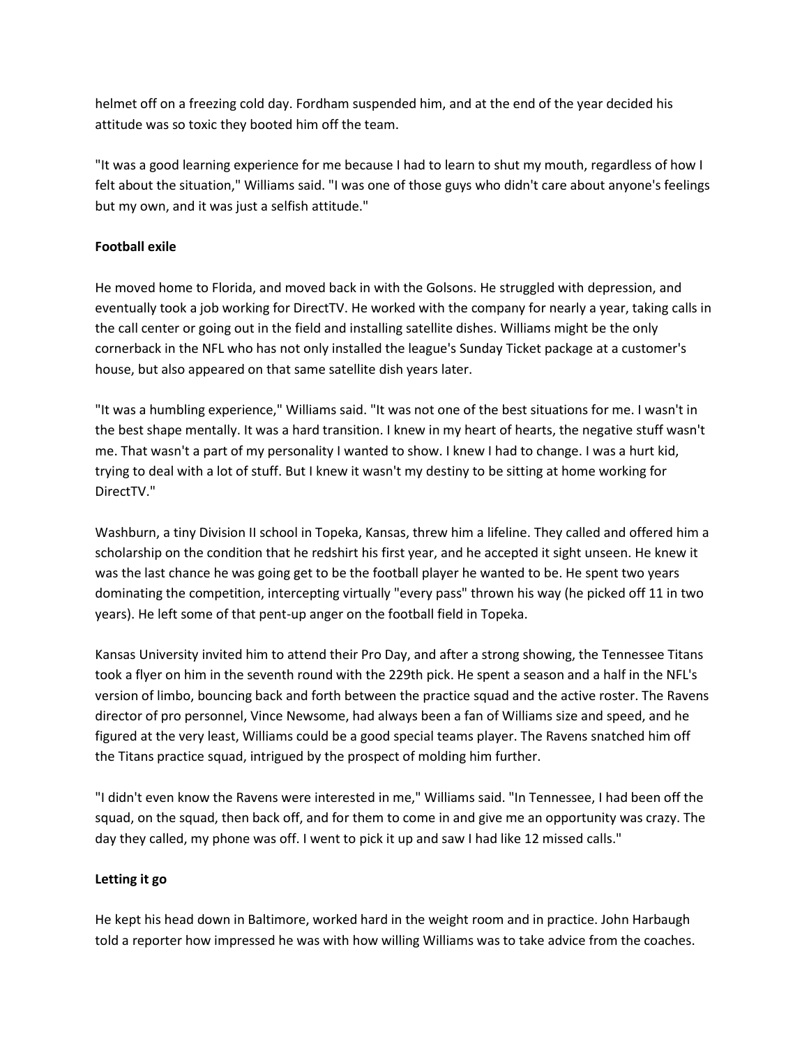helmet off on a freezing cold day. Fordham suspended him, and at the end of the year decided his attitude was so toxic they booted him off the team.

"It was a good learning experience for me because I had to learn to shut my mouth, regardless of how I felt about the situation," Williams said. "I was one of those guys who didn't care about anyone's feelings but my own, and it was just a selfish attitude."

**Football exile**

He moved home to Florida, and moved back in with the Golsons. He struggled with depression, and eventually took a job working for DirectTV. He worked with the company for nearly a year, taking calls in the call center or going out in the field and installing satellite dishes. Williams might be the only cornerback in the NFL who has not only installed the league's Sunday Ticket package at a customer's house, but also appeared on that same satellite dish years later.

"It was a humbling experience," Williams said. "It was not one of the best situations for me. I wasn't in the best shape mentally. It was a hard transition. I knew in my heart of hearts, the negative stuff wasn't me. That wasn't a part of my personality I wanted to show. I knew I had to change. I was a hurt kid, trying to deal with a lot of stuff. But I knew it wasn't my destiny to be sitting at home working for DirectTV."

Washburn, a tiny Division II school in Topeka, Kansas, threw him a lifeline. They called and offered him a scholarship on the condition that he redshirt his first year, and he accepted it sight unseen. He knew it was the last chance he was going get to be the football player he wanted to be. He spent two years dominating the competition, intercepting virtually "every pass" thrown his way (he picked off 11 in two years). He left some of that pent-up anger on the football field in Topeka.

Kansas University invited him to attend their Pro Day, and after a strong showing, the Tennessee Titans took a flyer on him in the seventh round with the 229th pick. He spent a season and a half in the NFL's version of limbo, bouncing back and forth between the practice squad and the active roster. The Ravens director of pro personnel, Vince Newsome, had always been a fan of Williams size and speed, and he figured at the very least, Williams could be a good special teams player. The Ravens snatched him off the Titans practice squad, intrigued by the prospect of molding him further.

"I didn't even know the Ravens were interested in me," Williams said. "In Tennessee, I had been off the squad, on the squad, then back off, and for them to come in and give me an opportunity was crazy. The day they called, my phone was off. I went to pick it up and saw I had like 12 missed calls."

**Letting it go**

He kept his head down in Baltimore, worked hard in the weight room and in practice. John Harbaugh told a reporter how impressed he was with how willing Williams was to take advice from the coaches.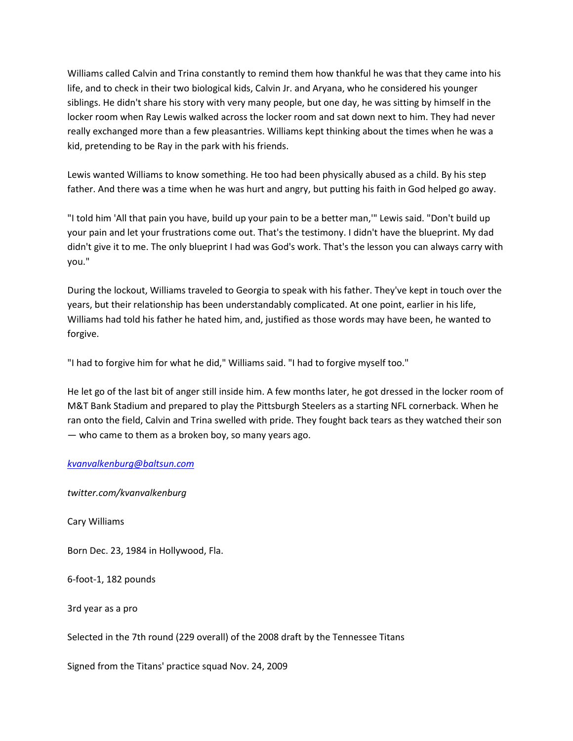Williams called Calvin and Trina constantly to remind them how thankful he was that they came into his life, and to check in their two biological kids, Calvin Jr. and Aryana, who he considered his younger siblings. He didn't share his story with very many people, but one day, he was sitting by himself in the locker room when Ray Lewis walked across the locker room and sat down next to him. They had never really exchanged more than a few pleasantries. Williams kept thinking about the times when he was a kid, pretending to be Ray in the park with his friends.

Lewis wanted Williams to know something. He too had been physically abused as a child. By his step father. And there was a time when he was hurt and angry, but putting his faith in God helped go away.

"I told him 'All that pain you have, build up your pain to be a better man,'" Lewis said. "Don't build up your pain and let your frustrations come out. That's the testimony. I didn't have the blueprint. My dad didn't give it to me. The only blueprint I had was God's work. That's the lesson you can always carry with you."

During the lockout, Williams traveled to Georgia to speak with his father. They've kept in touch over the years, but their relationship has been understandably complicated. At one point, earlier in his life, Williams had told his father he hated him, and, justified as those words may have been, he wanted to forgive.

"I had to forgive him for what he did," Williams said. "I had to forgive myself too."

He let go of the last bit of anger still inside him. A few months later, he got dressed in the locker room of M&T Bank Stadium and prepared to play the Pittsburgh Steelers as a starting NFL cornerback. When he ran onto the field, Calvin and Trina swelled with pride. They fought back tears as they watched their son — who came to them as a broken boy, so many years ago.

*kvanvalkenburg@baltsun.com*

*twitter.com/kvanvalkenburg*

Cary Williams

Born Dec. 23, 1984 in Hollywood, Fla.

6-foot-1, 182 pounds

3rd year as a pro

Selected in the 7th round (229 overall) of the 2008 draft by the Tennessee Titans

Signed from the Titans' practice squad Nov. 24, 2009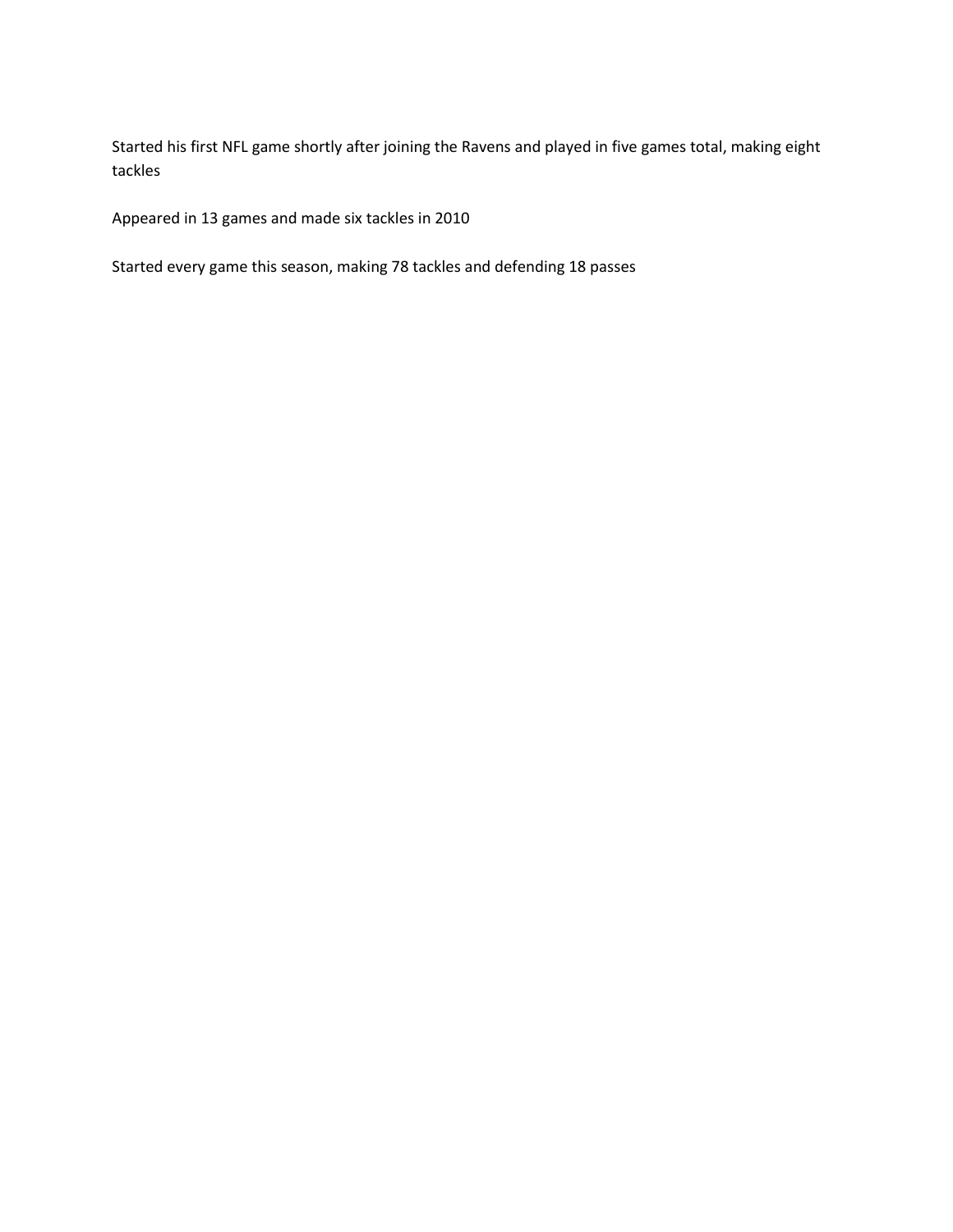Started his first NFL game shortly after joining the Ravens and played in five games total, making eight tackles

Appeared in 13 games and made six tackles in 2010

Started every game this season, making 78 tackles and defending 18 passes